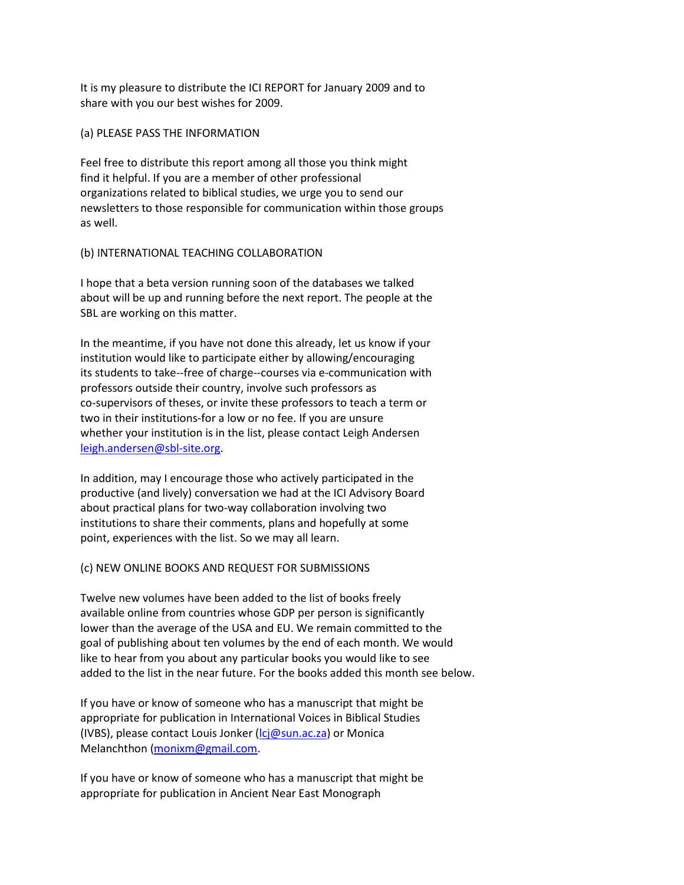It is my pleasure to distribute the ICI REPORT for January 2009 and to share with you our best wishes for 2009.

(a) PLEASE PASS THE INFORMATION

Feel free to distribute this report among all those you think might find it helpful. If you are a member of other professional organizations related to biblical studies, we urge you to send our newsletters to those responsible for communication within those groups as well.

(b) INTERNATIONAL TEACHING COLLABORATION

I hope that a beta version running soon of the databases we talked about will be up and running before the next report. The people at the SBL are working on this matter.

In the meantime, if you have not done this already, let us know if your institution would like to participate either by allowing/encouraging its students to take--free of charge--courses via e-communication with professors outside their country, involve such professors as co-supervisors of theses, or invite these professors to teach a term or two in their institutions-for a low or no fee. If you are unsure whether your institution is in the list, please contact Leigh Andersen leigh.andersen@sbl-site.org.

In addition, may I encourage those who actively participated in the productive (and lively) conversation we had at the ICI Advisory Board about practical plans for two-way collaboration involving two institutions to share their comments, plans and hopefully at some point, experiences with the list. So we may all learn.

(c) NEW ONLINE BOOKS AND REQUEST FOR SUBMISSIONS

Twelve new volumes have been added to the list of books freely available online from countries whose GDP per person is significantly lower than the average of the USA and EU. We remain committed to the goal of publishing about ten volumes by the end of each month. We would like to hear from you about any particular books you would like to see added to the list in the near future. For the books added this month see below.

If you have or know of someone who has a manuscript that might be appropriate for publication in International Voices in Biblical Studies (IVBS), please contact Louis Jonker (lcj@sun.ac.za) or Monica Melanchthon (monixm@gmail.com.

If you have or know of someone who has a manuscript that might be appropriate for publication in Ancient Near East Monograph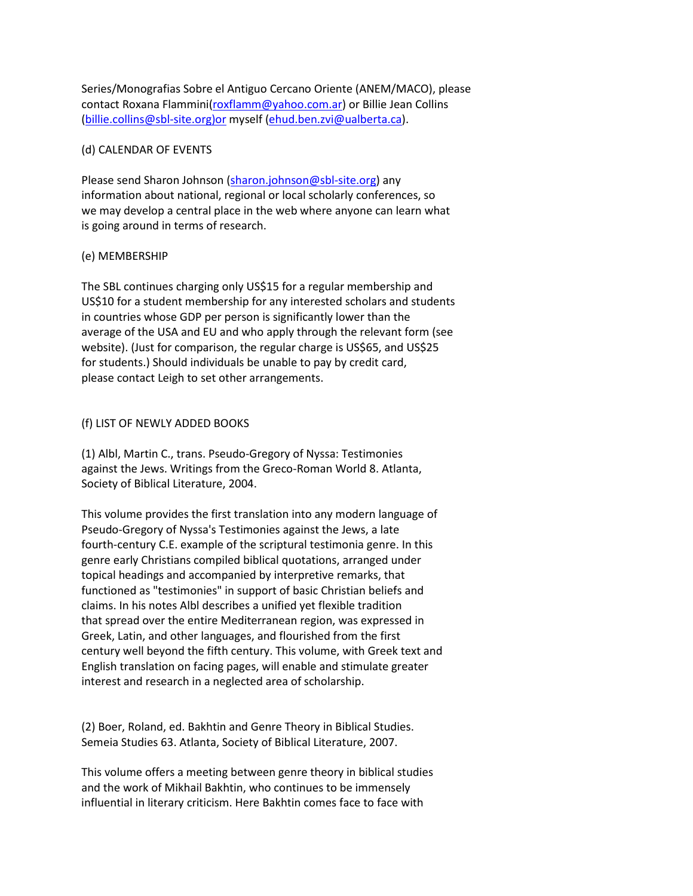Series/Monografias Sobre el Antiguo Cercano Oriente (ANEM/MACO), please contact Roxana Flammini(roxflamm@yahoo.com.ar) or Billie Jean Collins (billie.collins@sbl-site.org)or myself (ehud.ben.zvi@ualberta.ca).

(d) CALENDAR OF EVENTS

Please send Sharon Johnson (sharon.johnson@sbl-site.org) any information about national, regional or local scholarly conferences, so we may develop a central place in the web where anyone can learn what is going around in terms of research.

(e) MEMBERSHIP

The SBL continues charging only US$15 for a regular membership and US$10 for a student membership for any interested scholars and students in countries whose GDP per person is significantly lower than the average of the USA and EU and who apply through the relevant form (see website). (Just for comparison, the regular charge is US$65, and US$25 for students.) Should individuals be unable to pay by credit card, please contact Leigh to set other arrangements.

(f) LIST OF NEWLY ADDED BOOKS

(1) Albl, Martin C., trans. Pseudo-Gregory of Nyssa: Testimonies against the Jews. Writings from the Greco-Roman World 8. Atlanta, Society of Biblical Literature, 2004.

This volume provides the first translation into any modern language of Pseudo-Gregory of Nyssa's Testimonies against the Jews, a late fourth-century C.E. example of the scriptural testimonia genre. In this genre early Christians compiled biblical quotations, arranged under topical headings and accompanied by interpretive remarks, that functioned as "testimonies" in support of basic Christian beliefs and claims. In his notes Albl describes a unified yet flexible tradition that spread over the entire Mediterranean region, was expressed in Greek, Latin, and other languages, and flourished from the first century well beyond the fifth century. This volume, with Greek text and English translation on facing pages, will enable and stimulate greater interest and research in a neglected area of scholarship.

(2) Boer, Roland, ed. Bakhtin and Genre Theory in Biblical Studies. Semeia Studies 63. Atlanta, Society of Biblical Literature, 2007.

This volume offers a meeting between genre theory in biblical studies and the work of Mikhail Bakhtin, who continues to be immensely influential in literary criticism. Here Bakhtin comes face to face with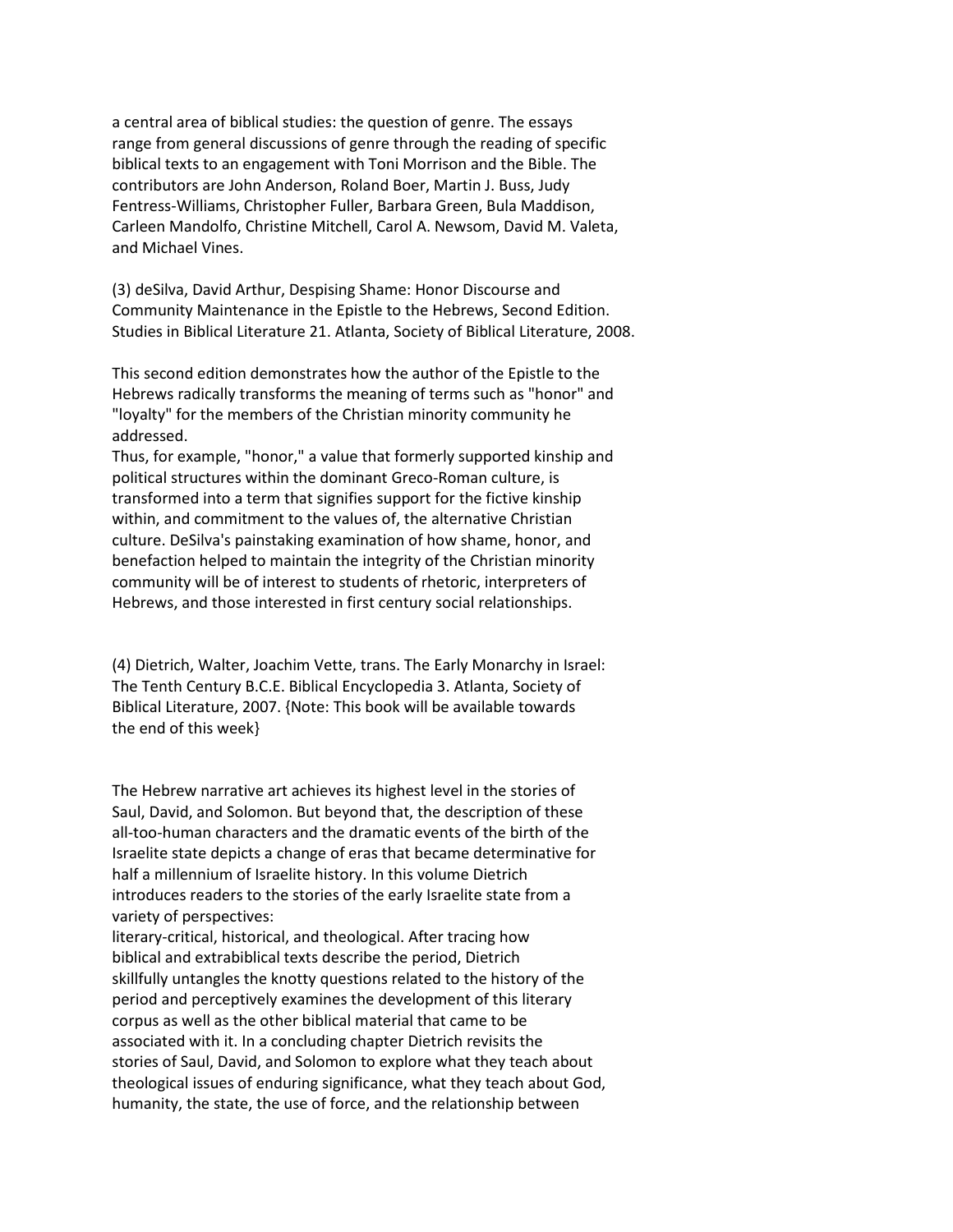a central area of biblical studies: the question of genre. The essays range from general discussions of genre through the reading of specific biblical texts to an engagement with Toni Morrison and the Bible. The contributors are John Anderson, Roland Boer, Martin J. Buss, Judy Fentress-Williams, Christopher Fuller, Barbara Green, Bula Maddison, Carleen Mandolfo, Christine Mitchell, Carol A. Newsom, David M. Valeta, and Michael Vines.

(3) deSilva, David Arthur, Despising Shame: Honor Discourse and Community Maintenance in the Epistle to the Hebrews, Second Edition. Studies in Biblical Literature 21. Atlanta, Society of Biblical Literature, 2008.

This second edition demonstrates how the author of the Epistle to the Hebrews radically transforms the meaning of terms such as "honor" and "loyalty" for the members of the Christian minority community he addressed.
Thus, for example, "honor," a value that formerly supported kinship and political structures within the dominant Greco-Roman culture, is transformed into a term that signifies support for the fictive kinship within, and commitment to the values of, the alternative Christian culture. DeSilva's painstaking examination of how shame, honor, and benefaction helped to maintain the integrity of the Christian minority community will be of interest to students of rhetoric, interpreters of Hebrews, and those interested in first century social relationships.

(4) Dietrich, Walter, Joachim Vette, trans. The Early Monarchy in Israel: The Tenth Century B.C.E. Biblical Encyclopedia 3. Atlanta, Society of Biblical Literature, 2007. {Note: This book will be available towards the end of this week}

The Hebrew narrative art achieves its highest level in the stories of Saul, David, and Solomon. But beyond that, the description of these all-too-human characters and the dramatic events of the birth of the Israelite state depicts a change of eras that became determinative for half a millennium of Israelite history. In this volume Dietrich introduces readers to the stories of the early Israelite state from a variety of perspectives:
literary-critical, historical, and theological. After tracing how biblical and extrabiblical texts describe the period, Dietrich skillfully untangles the knotty questions related to the history of the period and perceptively examines the development of this literary corpus as well as the other biblical material that came to be associated with it. In a concluding chapter Dietrich revisits the stories of Saul, David, and Solomon to explore what they teach about theological issues of enduring significance, what they teach about God, humanity, the state, the use of force, and the relationship between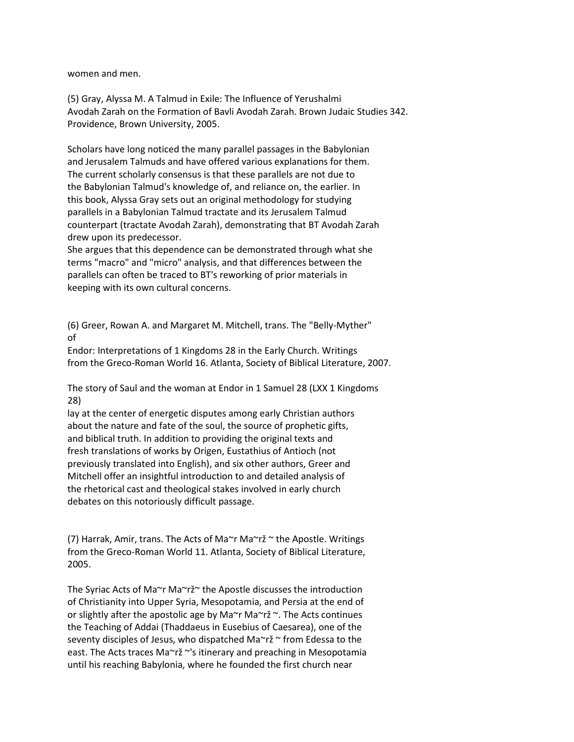women and men.

(5) Gray, Alyssa M. A Talmud in Exile: The Influence of Yerushalmi Avodah Zarah on the Formation of Bavli Avodah Zarah. Brown Judaic Studies 342. Providence, Brown University, 2005.

Scholars have long noticed the many parallel passages in the Babylonian and Jerusalem Talmuds and have offered various explanations for them. The current scholarly consensus is that these parallels are not due to the Babylonian Talmud's knowledge of, and reliance on, the earlier. In this book, Alyssa Gray sets out an original methodology for studying parallels in a Babylonian Talmud tractate and its Jerusalem Talmud counterpart (tractate Avodah Zarah), demonstrating that BT Avodah Zarah drew upon its predecessor.
She argues that this dependence can be demonstrated through what she terms "macro" and "micro" analysis, and that differences between the parallels can often be traced to BT's reworking of prior materials in keeping with its own cultural concerns.

(6) Greer, Rowan A. and Margaret M. Mitchell, trans. The "Belly-Myther" of
Endor: Interpretations of 1 Kingdoms 28 in the Early Church. Writings from the Greco-Roman World 16. Atlanta, Society of Biblical Literature, 2007.

The story of Saul and the woman at Endor in 1 Samuel 28 (LXX 1 Kingdoms 28)
lay at the center of energetic disputes among early Christian authors about the nature and fate of the soul, the source of prophetic gifts, and biblical truth. In addition to providing the original texts and fresh translations of works by Origen, Eustathius of Antioch (not previously translated into English), and six other authors, Greer and Mitchell offer an insightful introduction to and detailed analysis of the rhetorical cast and theological stakes involved in early church debates on this notoriously difficult passage.

(7) Harrak, Amir, trans. The Acts of Ma~r Ma~rž ~ the Apostle. Writings from the Greco-Roman World 11. Atlanta, Society of Biblical Literature, 2005.

The Syriac Acts of Ma~r Ma~rž~ the Apostle discusses the introduction of Christianity into Upper Syria, Mesopotamia, and Persia at the end of or slightly after the apostolic age by Ma~r Ma~rž ~. The Acts continues the Teaching of Addai (Thaddaeus in Eusebius of Caesarea), one of the seventy disciples of Jesus, who dispatched Ma~rž ~ from Edessa to the east. The Acts traces Ma~rž ~'s itinerary and preaching in Mesopotamia until his reaching Babylonia, where he founded the first church near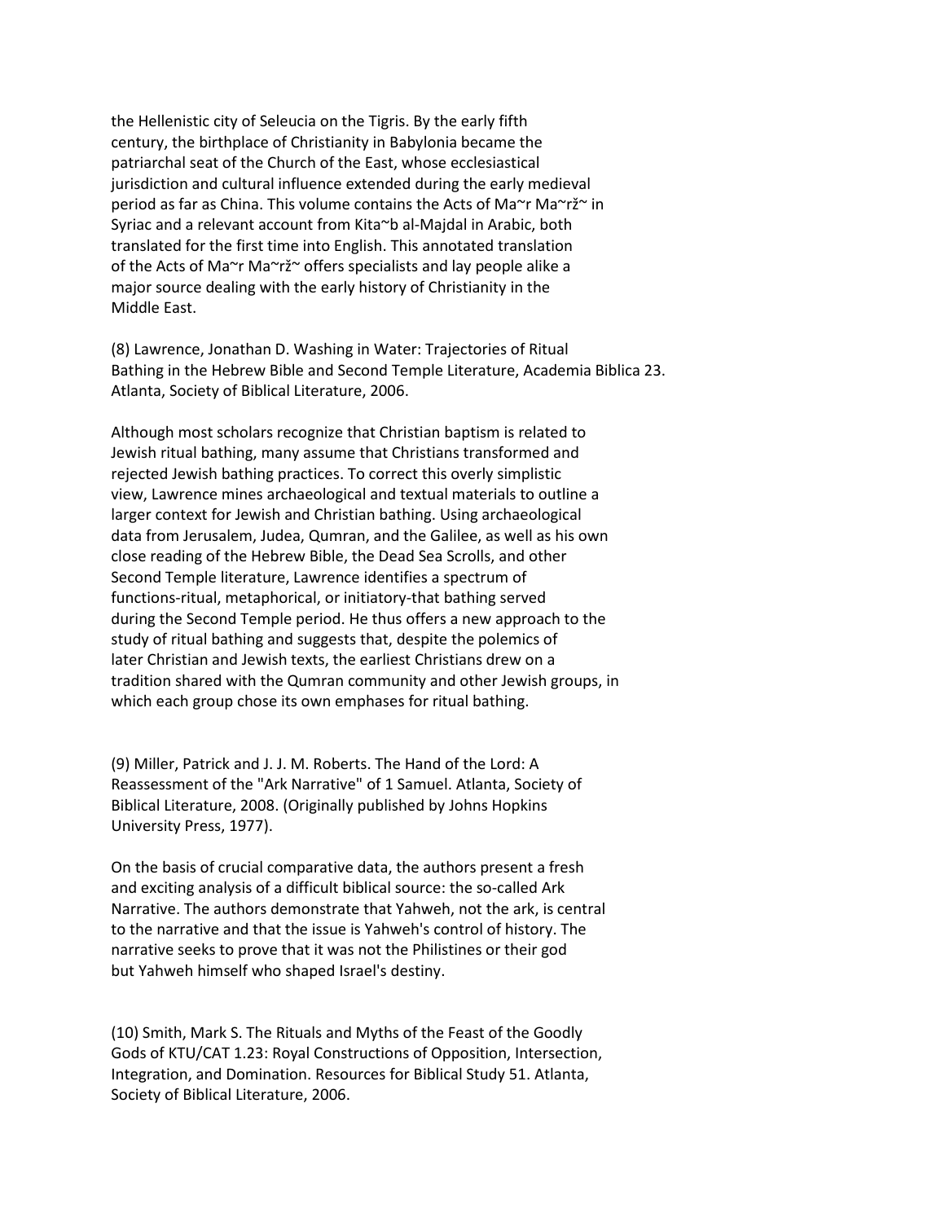the Hellenistic city of Seleucia on the Tigris. By the early fifth century, the birthplace of Christianity in Babylonia became the patriarchal seat of the Church of the East, whose ecclesiastical jurisdiction and cultural influence extended during the early medieval period as far as China. This volume contains the Acts of Ma~r Ma~rž~ in Syriac and a relevant account from Kita~b al-Majdal in Arabic, both translated for the first time into English. This annotated translation of the Acts of Ma~r Ma~rž~ offers specialists and lay people alike a major source dealing with the early history of Christianity in the Middle East.

(8) Lawrence, Jonathan D. Washing in Water: Trajectories of Ritual Bathing in the Hebrew Bible and Second Temple Literature, Academia Biblica 23. Atlanta, Society of Biblical Literature, 2006.

Although most scholars recognize that Christian baptism is related to Jewish ritual bathing, many assume that Christians transformed and rejected Jewish bathing practices. To correct this overly simplistic view, Lawrence mines archaeological and textual materials to outline a larger context for Jewish and Christian bathing. Using archaeological data from Jerusalem, Judea, Qumran, and the Galilee, as well as his own close reading of the Hebrew Bible, the Dead Sea Scrolls, and other Second Temple literature, Lawrence identifies a spectrum of functions-ritual, metaphorical, or initiatory-that bathing served during the Second Temple period. He thus offers a new approach to the study of ritual bathing and suggests that, despite the polemics of later Christian and Jewish texts, the earliest Christians drew on a tradition shared with the Qumran community and other Jewish groups, in which each group chose its own emphases for ritual bathing.

(9) Miller, Patrick and J. J. M. Roberts. The Hand of the Lord: A Reassessment of the "Ark Narrative" of 1 Samuel. Atlanta, Society of Biblical Literature, 2008. (Originally published by Johns Hopkins University Press, 1977).

On the basis of crucial comparative data, the authors present a fresh and exciting analysis of a difficult biblical source: the so-called Ark Narrative. The authors demonstrate that Yahweh, not the ark, is central to the narrative and that the issue is Yahweh's control of history. The narrative seeks to prove that it was not the Philistines or their god but Yahweh himself who shaped Israel's destiny.

(10) Smith, Mark S. The Rituals and Myths of the Feast of the Goodly Gods of KTU/CAT 1.23: Royal Constructions of Opposition, Intersection, Integration, and Domination. Resources for Biblical Study 51. Atlanta, Society of Biblical Literature, 2006.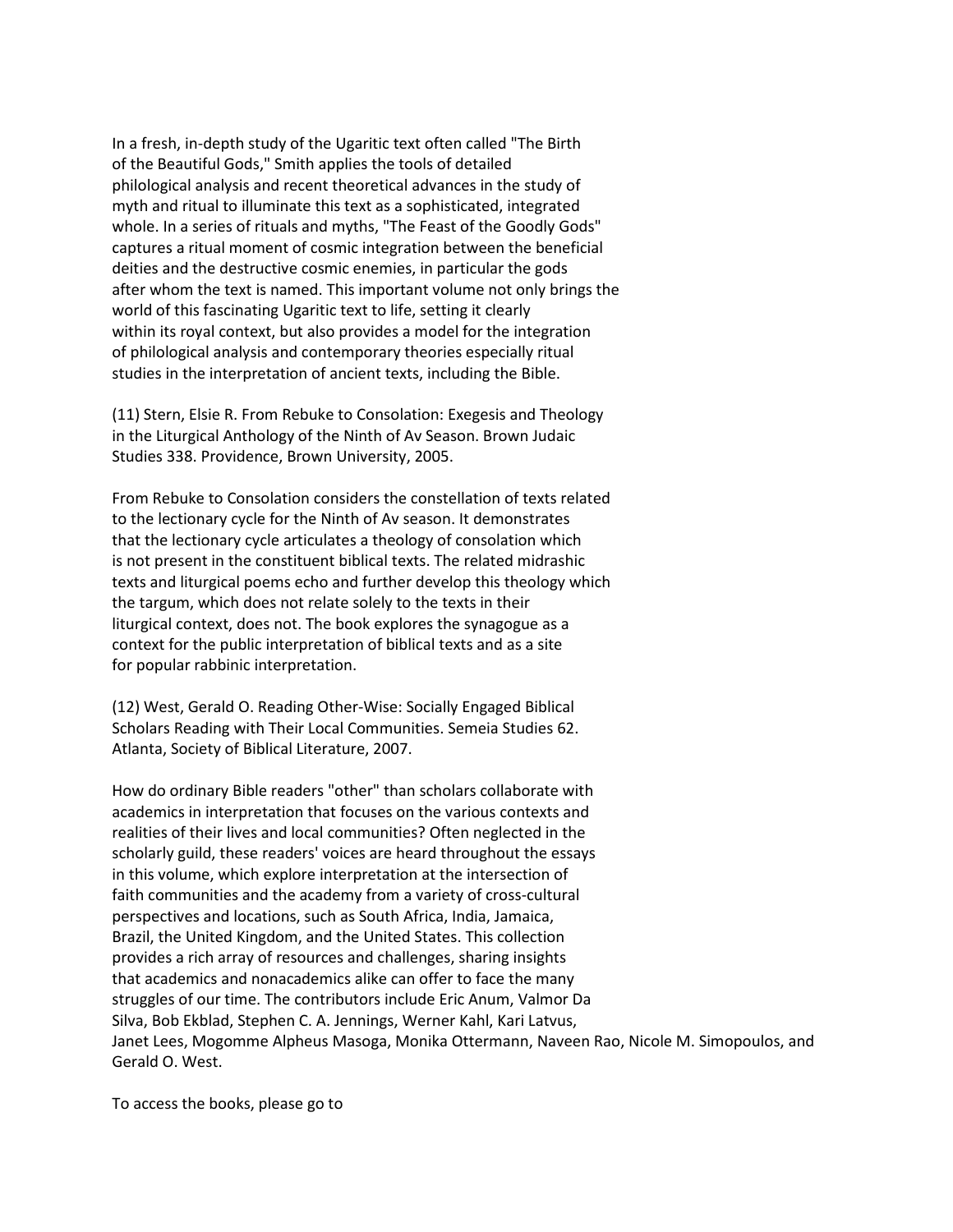In a fresh, in-depth study of the Ugaritic text often called "The Birth of the Beautiful Gods," Smith applies the tools of detailed philological analysis and recent theoretical advances in the study of myth and ritual to illuminate this text as a sophisticated, integrated whole. In a series of rituals and myths, "The Feast of the Goodly Gods" captures a ritual moment of cosmic integration between the beneficial deities and the destructive cosmic enemies, in particular the gods after whom the text is named. This important volume not only brings the world of this fascinating Ugaritic text to life, setting it clearly within its royal context, but also provides a model for the integration of philological analysis and contemporary theories especially ritual studies in the interpretation of ancient texts, including the Bible.

(11) Stern, Elsie R. From Rebuke to Consolation: Exegesis and Theology in the Liturgical Anthology of the Ninth of Av Season. Brown Judaic Studies 338. Providence, Brown University, 2005.

From Rebuke to Consolation considers the constellation of texts related to the lectionary cycle for the Ninth of Av season. It demonstrates that the lectionary cycle articulates a theology of consolation which is not present in the constituent biblical texts. The related midrashic texts and liturgical poems echo and further develop this theology which the targum, which does not relate solely to the texts in their liturgical context, does not. The book explores the synagogue as a context for the public interpretation of biblical texts and as a site for popular rabbinic interpretation.

(12) West, Gerald O. Reading Other-Wise: Socially Engaged Biblical Scholars Reading with Their Local Communities. Semeia Studies 62. Atlanta, Society of Biblical Literature, 2007.

How do ordinary Bible readers "other" than scholars collaborate with academics in interpretation that focuses on the various contexts and realities of their lives and local communities? Often neglected in the scholarly guild, these readers' voices are heard throughout the essays in this volume, which explore interpretation at the intersection of faith communities and the academy from a variety of cross-cultural perspectives and locations, such as South Africa, India, Jamaica, Brazil, the United Kingdom, and the United States. This collection provides a rich array of resources and challenges, sharing insights that academics and nonacademics alike can offer to face the many struggles of our time. The contributors include Eric Anum, Valmor Da Silva, Bob Ekblad, Stephen C. A. Jennings, Werner Kahl, Kari Latvus, Janet Lees, Mogomme Alpheus Masoga, Monika Ottermann, Naveen Rao, Nicole M. Simopoulos, and Gerald O. West.

To access the books, please go to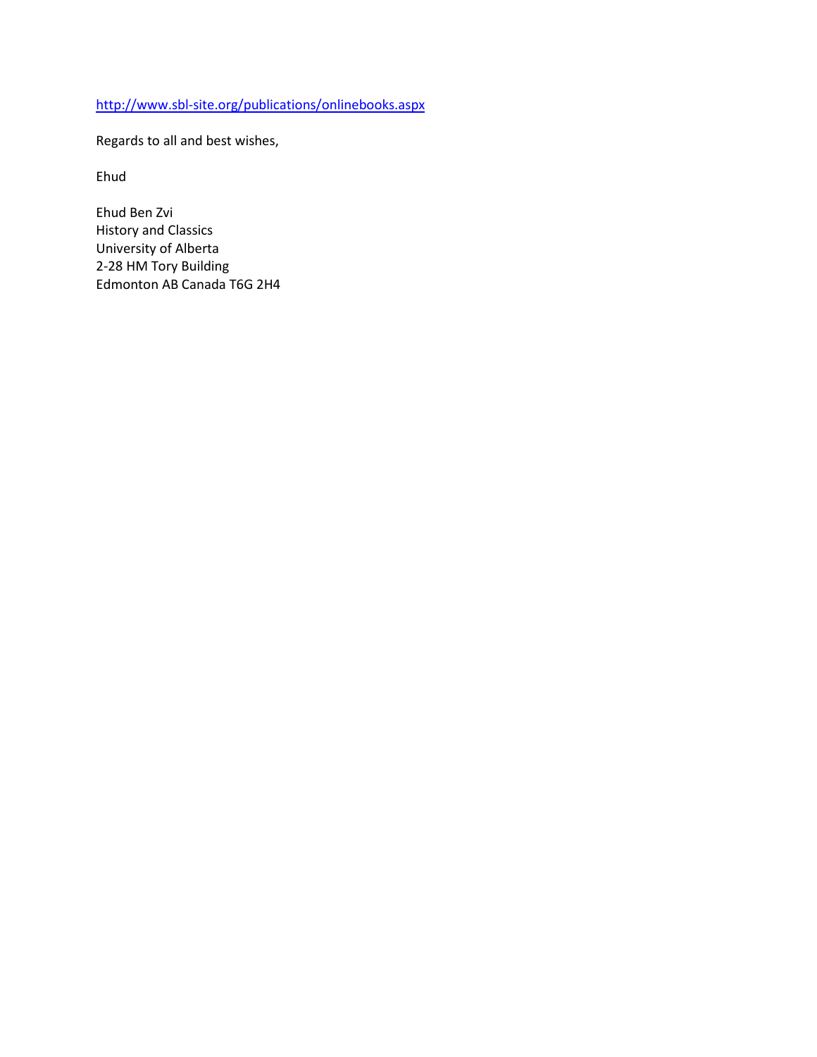http://www.sbl-site.org/publications/onlinebooks.aspx

Regards to all and best wishes,

Ehud

Ehud Ben Zvi
History and Classics
University of Alberta
2-28 HM Tory Building
Edmonton AB Canada T6G 2H4